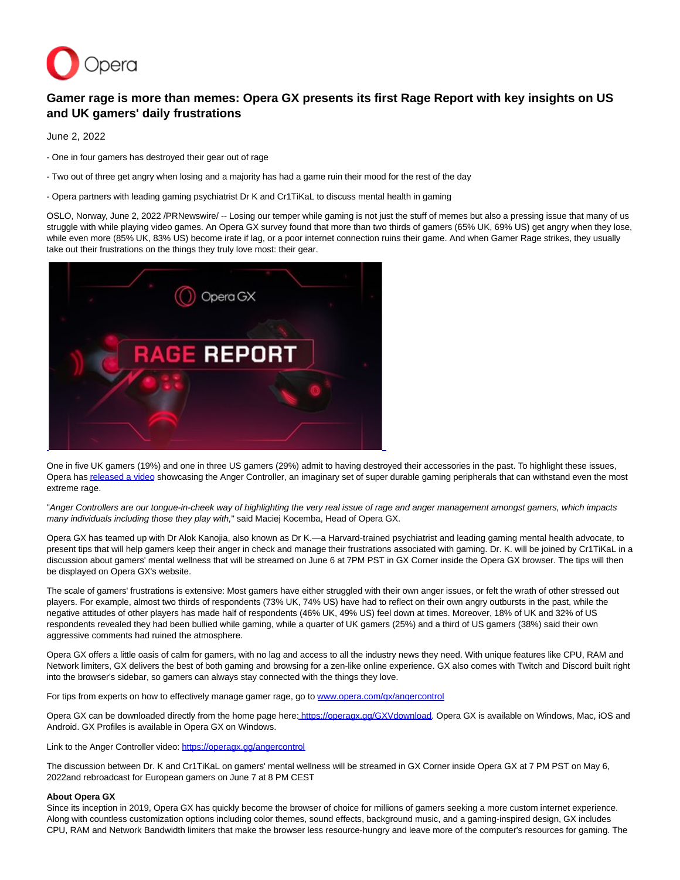# Gamer rage is more than memes: Opera GX presents its first Rage Report with key insights on US and UK gamers' daily frustrations

June 2, 2022

- One in four gamers has destroyed their gear out of rage

- Two out of three get angry when losing and a majority has had a game ruin their mood for the rest of the day

- Opera partners with leading gaming psychiatrist Dr K and Cr1TiKaL to discuss mental health in gaming

OSLO, Norway, June 2, 2022 /PRNewswire/ -- Losing our temper while gaming is not just the stuff of memes but also a pressing issue that many of us struggle with while playing video games. An Opera GX survey found that more than two thirds of gamers (65% UK, 69% US) get angry when they lose, while even more (85% UK, 83% US) become irate if lag, or a poor internet connection ruins their game. And when Gamer Rage strikes, they usually take out their frustrations on the things they truly love most: their gear.

One in five UK gamers (19%) and one in three US gamers (29%) admit to having destroyed their accessories in the past. To highlight these issues, Opera has released a video showcasing the Anger Controller, an imaginary set of super durable gaming peripherals that can withstand even the most extreme rage.

"*Anger Controllers are our tongue-in-cheek way of highlighting the very real issue of rage and anger management amongst gamers, which impacts many individuals including those they play with,*" said Maciej Kocemba, Head of Opera GX.

Opera GX has teamed up with Dr Alok Kanojia, also known as Dr K.—a Harvard-trained psychiatrist and leading gaming mental health advocate, to present tips that will help gamers keep their anger in check and manage their frustrations associated with gaming. Dr. K. will be joined by Cr1TiKaL in a discussion about gamers' mental wellness that will be streamed on June 6 at 7PM PST in GX Corner inside the Opera GX browser. The tips will then be displayed on Opera GX's website.

The scale of gamers' frustrations is extensive: Most gamers have either struggled with their own anger issues, or felt the wrath of other stressed out players. For example, almost two thirds of respondents (73% UK, 74% US) have had to reflect on their own angry outbursts in the past, while the negative attitudes of other players has made half of respondents (46% UK, 49% US) feel down at times. Moreover, 18% of UK and 32% of US respondents revealed they had been bullied while gaming, while a quarter of UK gamers (25%) and a third of US gamers (38%) said their own aggressive comments had ruined the atmosphere.

Opera GX offers a little oasis of calm for gamers, with no lag and access to all the industry news they need. With unique features like CPU, RAM and Network limiters, GX delivers the best of both gaming and browsing for a zen-like online experience. GX also comes with Twitch and Discord built right into the browser's sidebar, so gamers can always stay connected with the things they love.

For tips from experts on how to effectively manage gamer rage, go to www.opera.com/gx/angercontrol

Opera GX can be downloaded directly from the home page here: https://operagx.gg/GXVdownload. Opera GX is available on Windows, Mac, iOS and Android. GX Profiles is available in Opera GX on Windows.

Link to the Anger Controller video: https://operagx.gg/angercontrol

The discussion between Dr. K and Cr1TiKaL on gamers' mental wellness will be streamed in GX Corner inside Opera GX at 7 PM PST on May 6, 2022and rebroadcast for European gamers on June 7 at 8 PM CEST

**About Opera GX**
Since its inception in 2019, Opera GX has quickly become the browser of choice for millions of gamers seeking a more custom internet experience. Along with countless customization options including color themes, sound effects, background music, and a gaming-inspired design, GX includes CPU, RAM and Network Bandwidth limiters that make the browser less resource-hungry and leave more of the computer's resources for gaming. The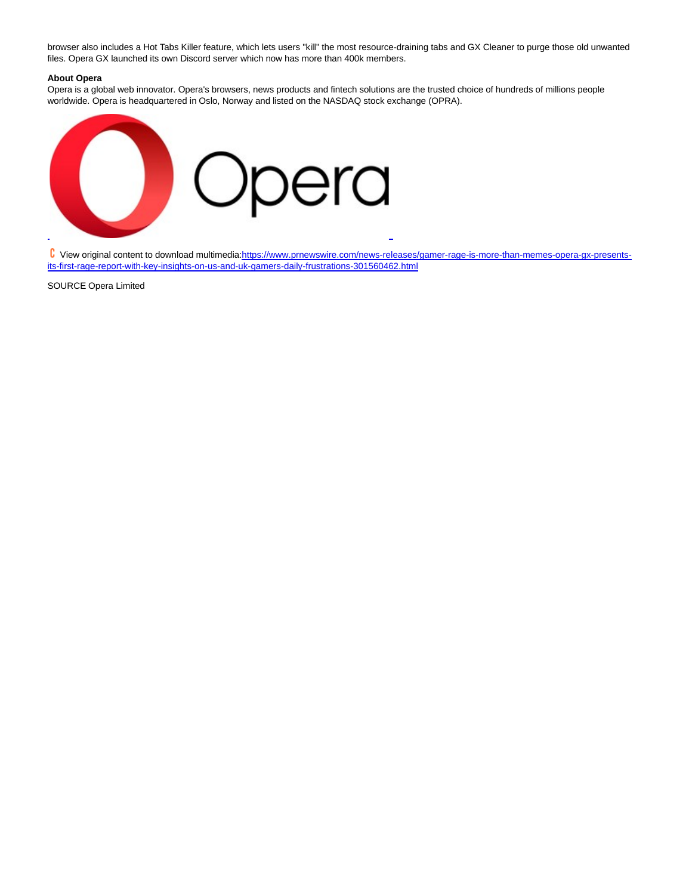browser also includes a Hot Tabs Killer feature, which lets users "kill" the most resource-draining tabs and GX Cleaner to purge those old unwanted files. Opera GX launched its own Discord server which now has more than 400k members.

**About Opera**
Opera is a global web innovator. Opera's browsers, news products and fintech solutions are the trusted choice of hundreds of millions people worldwide. Opera is headquartered in Oslo, Norway and listed on the NASDAQ stock exchange (OPRA).

View original content to download multimedia:https://www.prnewswire.com/news-releases/gamer-rage-is-more-than-memes-opera-gx-presents-its-first-rage-report-with-key-insights-on-us-and-uk-gamers-daily-frustrations-301560462.html

SOURCE Opera Limited